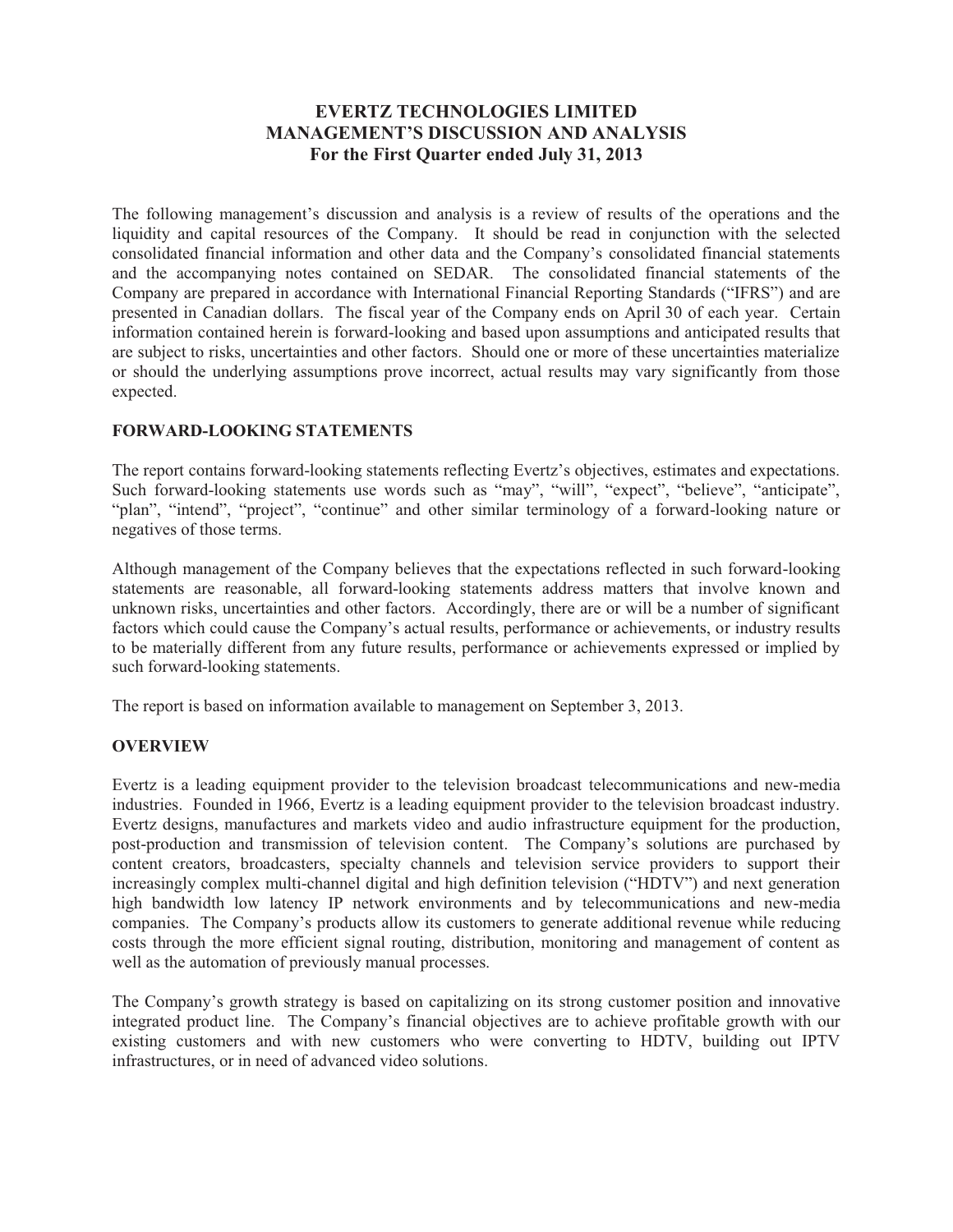# EVERTZ TECHNOLOGIES LIMITED
# MANAGEMENT'S DISCUSSION AND ANALYSIS
## For the First Quarter ended July 31, 2013

The following management's discussion and analysis is a review of results of the operations and the liquidity and capital resources of the Company. It should be read in conjunction with the selected consolidated financial information and other data and the Company's consolidated financial statements and the accompanying notes contained on SEDAR. The consolidated financial statements of the Company are prepared in accordance with International Financial Reporting Standards ("IFRS") and are presented in Canadian dollars. The fiscal year of the Company ends on April 30 of each year. Certain information contained herein is forward-looking and based upon assumptions and anticipated results that are subject to risks, uncertainties and other factors. Should one or more of these uncertainties materialize or should the underlying assumptions prove incorrect, actual results may vary significantly from those expected.

### FORWARD-LOOKING STATEMENTS

The report contains forward-looking statements reflecting Evertz's objectives, estimates and expectations. Such forward-looking statements use words such as "may", "will", "expect", "believe", "anticipate", "plan", "intend", "project", "continue" and other similar terminology of a forward-looking nature or negatives of those terms.

Although management of the Company believes that the expectations reflected in such forward-looking statements are reasonable, all forward-looking statements address matters that involve known and unknown risks, uncertainties and other factors. Accordingly, there are or will be a number of significant factors which could cause the Company's actual results, performance or achievements, or industry results to be materially different from any future results, performance or achievements expressed or implied by such forward-looking statements.

The report is based on information available to management on September 3, 2013.

### OVERVIEW

Evertz is a leading equipment provider to the television broadcast telecommunications and new-media industries. Founded in 1966, Evertz is a leading equipment provider to the television broadcast industry. Evertz designs, manufactures and markets video and audio infrastructure equipment for the production, post-production and transmission of television content. The Company's solutions are purchased by content creators, broadcasters, specialty channels and television service providers to support their increasingly complex multi-channel digital and high definition television ("HDTV") and next generation high bandwidth low latency IP network environments and by telecommunications and new-media companies. The Company's products allow its customers to generate additional revenue while reducing costs through the more efficient signal routing, distribution, monitoring and management of content as well as the automation of previously manual processes.

The Company's growth strategy is based on capitalizing on its strong customer position and innovative integrated product line. The Company's financial objectives are to achieve profitable growth with our existing customers and with new customers who were converting to HDTV, building out IPTV infrastructures, or in need of advanced video solutions.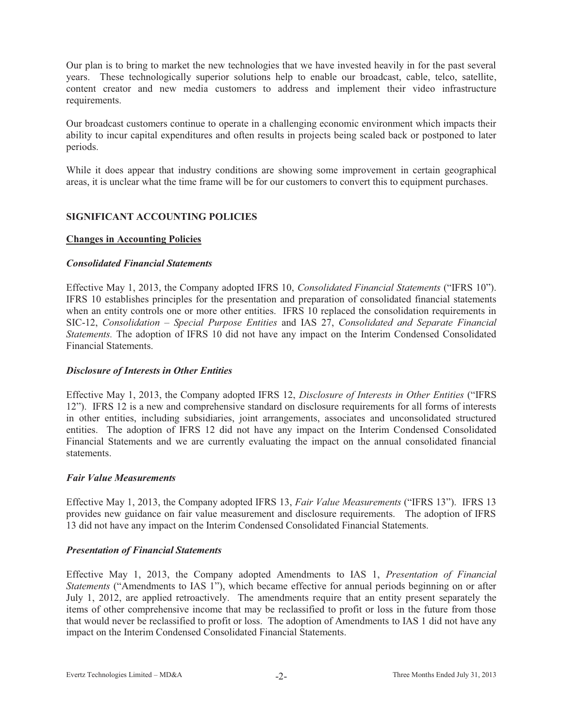Our plan is to bring to market the new technologies that we have invested heavily in for the past several years. These technologically superior solutions help to enable our broadcast, cable, telco, satellite, content creator and new media customers to address and implement their video infrastructure requirements.

Our broadcast customers continue to operate in a challenging economic environment which impacts their ability to incur capital expenditures and often results in projects being scaled back or postponed to later periods.

While it does appear that industry conditions are showing some improvement in certain geographical areas, it is unclear what the time frame will be for our customers to convert this to equipment purchases.

## SIGNIFICANT ACCOUNTING POLICIES

### Changes in Accounting Policies

#### *Consolidated Financial Statements*

Effective May 1, 2013, the Company adopted IFRS 10, *Consolidated Financial Statements* ("IFRS 10"). IFRS 10 establishes principles for the presentation and preparation of consolidated financial statements when an entity controls one or more other entities. IFRS 10 replaced the consolidation requirements in SIC-12, *Consolidation – Special Purpose Entities* and IAS 27, *Consolidated and Separate Financial Statements.* The adoption of IFRS 10 did not have any impact on the Interim Condensed Consolidated Financial Statements.

#### *Disclosure of Interests in Other Entities*

Effective May 1, 2013, the Company adopted IFRS 12, *Disclosure of Interests in Other Entities* ("IFRS 12"). IFRS 12 is a new and comprehensive standard on disclosure requirements for all forms of interests in other entities, including subsidiaries, joint arrangements, associates and unconsolidated structured entities. The adoption of IFRS 12 did not have any impact on the Interim Condensed Consolidated Financial Statements and we are currently evaluating the impact on the annual consolidated financial statements.

#### *Fair Value Measurements*

Effective May 1, 2013, the Company adopted IFRS 13, *Fair Value Measurements* ("IFRS 13"). IFRS 13 provides new guidance on fair value measurement and disclosure requirements. The adoption of IFRS 13 did not have any impact on the Interim Condensed Consolidated Financial Statements.

#### *Presentation of Financial Statements*

Effective May 1, 2013, the Company adopted Amendments to IAS 1, *Presentation of Financial Statements* ("Amendments to IAS 1"), which became effective for annual periods beginning on or after July 1, 2012, are applied retroactively. The amendments require that an entity present separately the items of other comprehensive income that may be reclassified to profit or loss in the future from those that would never be reclassified to profit or loss. The adoption of Amendments to IAS 1 did not have any impact on the Interim Condensed Consolidated Financial Statements.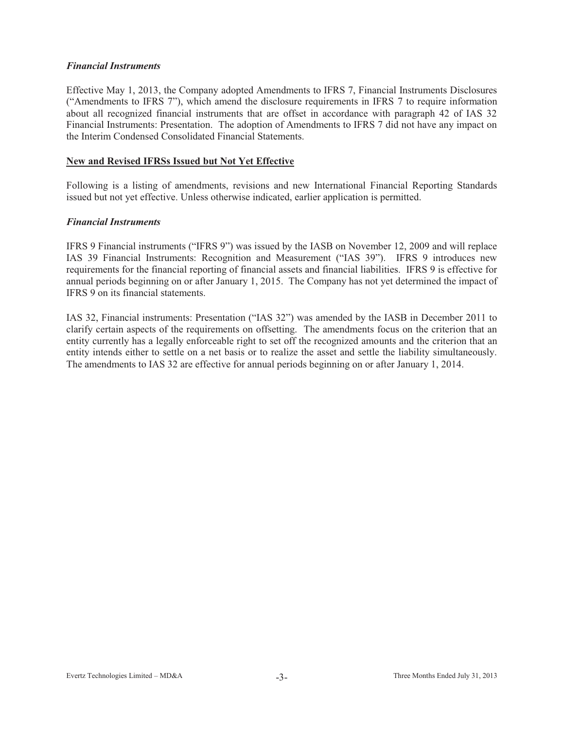### *Financial Instruments*

Effective May 1, 2013, the Company adopted Amendments to IFRS 7, Financial Instruments Disclosures ("Amendments to IFRS 7"), which amend the disclosure requirements in IFRS 7 to require information about all recognized financial instruments that are offset in accordance with paragraph 42 of IAS 32 Financial Instruments: Presentation. The adoption of Amendments to IFRS 7 did not have any impact on the Interim Condensed Consolidated Financial Statements.

## **New and Revised IFRSs Issued but Not Yet Effective**

Following is a listing of amendments, revisions and new International Financial Reporting Standards issued but not yet effective. Unless otherwise indicated, earlier application is permitted.

### *Financial Instruments*

IFRS 9 Financial instruments ("IFRS 9") was issued by the IASB on November 12, 2009 and will replace IAS 39 Financial Instruments: Recognition and Measurement ("IAS 39"). IFRS 9 introduces new requirements for the financial reporting of financial assets and financial liabilities. IFRS 9 is effective for annual periods beginning on or after January 1, 2015. The Company has not yet determined the impact of IFRS 9 on its financial statements.

IAS 32, Financial instruments: Presentation ("IAS 32") was amended by the IASB in December 2011 to clarify certain aspects of the requirements on offsetting. The amendments focus on the criterion that an entity currently has a legally enforceable right to set off the recognized amounts and the criterion that an entity intends either to settle on a net basis or to realize the asset and settle the liability simultaneously. The amendments to IAS 32 are effective for annual periods beginning on or after January 1, 2014.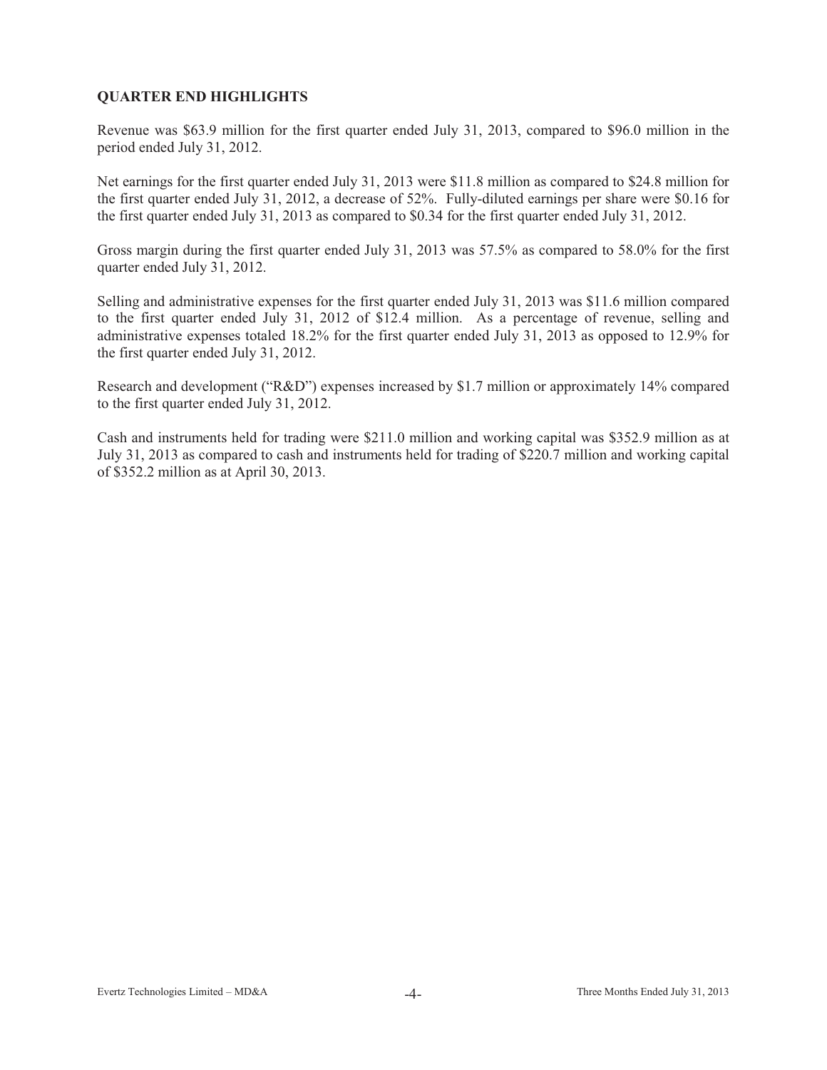## QUARTER END HIGHLIGHTS

Revenue was $63.9 million for the first quarter ended July 31, 2013, compared to $96.0 million in the period ended July 31, 2012.

Net earnings for the first quarter ended July 31, 2013 were $11.8 million as compared to $24.8 million for the first quarter ended July 31, 2012, a decrease of 52%. Fully-diluted earnings per share were $0.16 for the first quarter ended July 31, 2013 as compared to $0.34 for the first quarter ended July 31, 2012.

Gross margin during the first quarter ended July 31, 2013 was 57.5% as compared to 58.0% for the first quarter ended July 31, 2012.

Selling and administrative expenses for the first quarter ended July 31, 2013 was $11.6 million compared to the first quarter ended July 31, 2012 of $12.4 million. As a percentage of revenue, selling and administrative expenses totaled 18.2% for the first quarter ended July 31, 2013 as opposed to 12.9% for the first quarter ended July 31, 2012.

Research and development ("R&D") expenses increased by $1.7 million or approximately 14% compared to the first quarter ended July 31, 2012.

Cash and instruments held for trading were $211.0 million and working capital was $352.9 million as at July 31, 2013 as compared to cash and instruments held for trading of $220.7 million and working capital of $352.2 million as at April 30, 2013.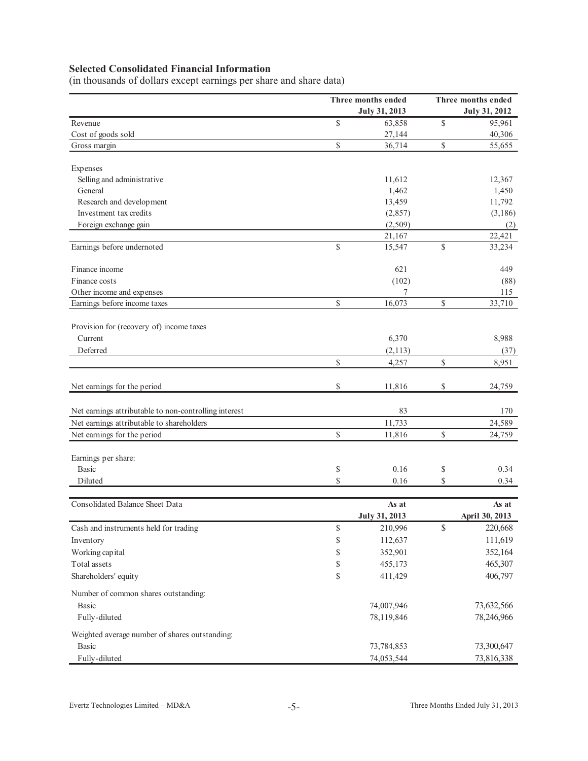**Selected Consolidated Financial Information**

(in thousands of dollars except earnings per share and share data)

| | Three months ended July 31, 2013 | Three months ended July 31, 2012 |
|---|---|---|
| Revenue | $ 63,858 | $ 95,961 |
| Cost of goods sold | 27,144 | 40,306 |
| Gross margin | $ 36,714 | $ 55,655 |
| | | |
| Expenses | | |
| Selling and administrative | 11,612 | 12,367 |
| General | 1,462 | 1,450 |
| Research and development | 13,459 | 11,792 |
| Investment tax credits | (2,857) | (3,186) |
| Foreign exchange gain | (2,509) | (2) |
| | 21,167 | 22,421 |
| Earnings before undernoted | $ 15,547 | $ 33,234 |
| | | |
| Finance income | 621 | 449 |
| Finance costs | (102) | (88) |
| Other income and expenses | 7 | 115 |
| Earnings before income taxes | $ 16,073 | $ 33,710 |
| | | |
| Provision for (recovery of) income taxes | | |
| Current | 6,370 | 8,988 |
| Deferred | (2,113) | (37) |
| | $ 4,257 | $ 8,951 |
| | | |
| Net earnings for the period | $ 11,816 | $ 24,759 |
| | | |
| Net earnings attributable to non-controlling interest | 83 | 170 |
| Net earnings attributable to shareholders | 11,733 | 24,589 |
| Net earnings for the period | $ 11,816 | $ 24,759 |
| | | |
| Earnings per share: | | |
| Basic | $ 0.16 | $ 0.34 |
| Diluted | $ 0.16 | $ 0.34 |

| Consolidated Balance Sheet Data | As at July 31, 2013 | As at April 30, 2013 |
|---|---|---|
| Cash and instruments held for trading | $ 210,996 | $ 220,668 |
| Inventory | $ 112,637 | 111,619 |
| Working capital | $ 352,901 | 352,164 |
| Total assets | $ 455,173 | 465,307 |
| Shareholders' equity | $ 411,429 | 406,797 |
| | | |
| Number of common shares outstanding: | | |
| Basic | 74,007,946 | 73,632,566 |
| Fully-diluted | 78,119,846 | 78,246,966 |
| | | |
| Weighted average number of shares outstanding: | | |
| Basic | 73,784,853 | 73,300,647 |
| Fully-diluted | 74,053,544 | 73,816,338 |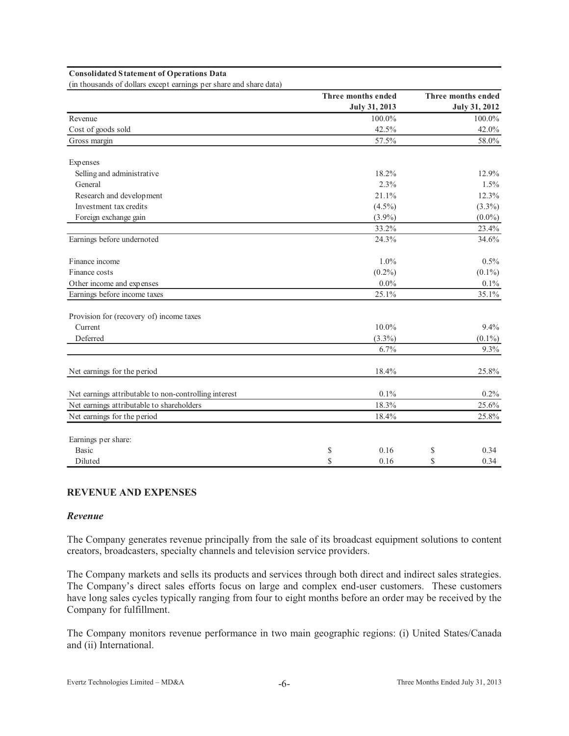**Consolidated Statement of Operations Data**

(in thousands of dollars except earnings per share and share data)

| | Three months ended July 31, 2013 | Three months ended July 31, 2012 |
|---|---|---|
| Revenue | 100.0% | 100.0% |
| Cost of goods sold | 42.5% | 42.0% |
| Gross margin | 57.5% | 58.0% |
| | | |
| Expenses | | |
| Selling and administrative | 18.2% | 12.9% |
| General | 2.3% | 1.5% |
| Research and development | 21.1% | 12.3% |
| Investment tax credits | (4.5%) | (3.3%) |
| Foreign exchange gain | (3.9%) | (0.0%) |
| | 33.2% | 23.4% |
| Earnings before undernoted | 24.3% | 34.6% |
| | | |
| Finance income | 1.0% | 0.5% |
| Finance costs | (0.2%) | (0.1%) |
| Other income and expenses | 0.0% | 0.1% |
| Earnings before income taxes | 25.1% | 35.1% |
| | | |
| Provision for (recovery of) income taxes | | |
| Current | 10.0% | 9.4% |
| Deferred | (3.3%) | (0.1%) |
| | 6.7% | 9.3% |
| | | |
| Net earnings for the period | 18.4% | 25.8% |
| | | |
| Net earnings attributable to non-controlling interest | 0.1% | 0.2% |
| Net earnings attributable to shareholders | 18.3% | 25.6% |
| Net earnings for the period | 18.4% | 25.8% |
| | | |
| Earnings per share: | | |
| Basic | $ 0.16 | $ 0.34 |
| Diluted | $ 0.16 | $ 0.34 |

## REVENUE AND EXPENSES

### *Revenue*

The Company generates revenue principally from the sale of its broadcast equipment solutions to content creators, broadcasters, specialty channels and television service providers.

The Company markets and sells its products and services through both direct and indirect sales strategies. The Company's direct sales efforts focus on large and complex end-user customers. These customers have long sales cycles typically ranging from four to eight months before an order may be received by the Company for fulfillment.

The Company monitors revenue performance in two main geographic regions: (i) United States/Canada and (ii) International.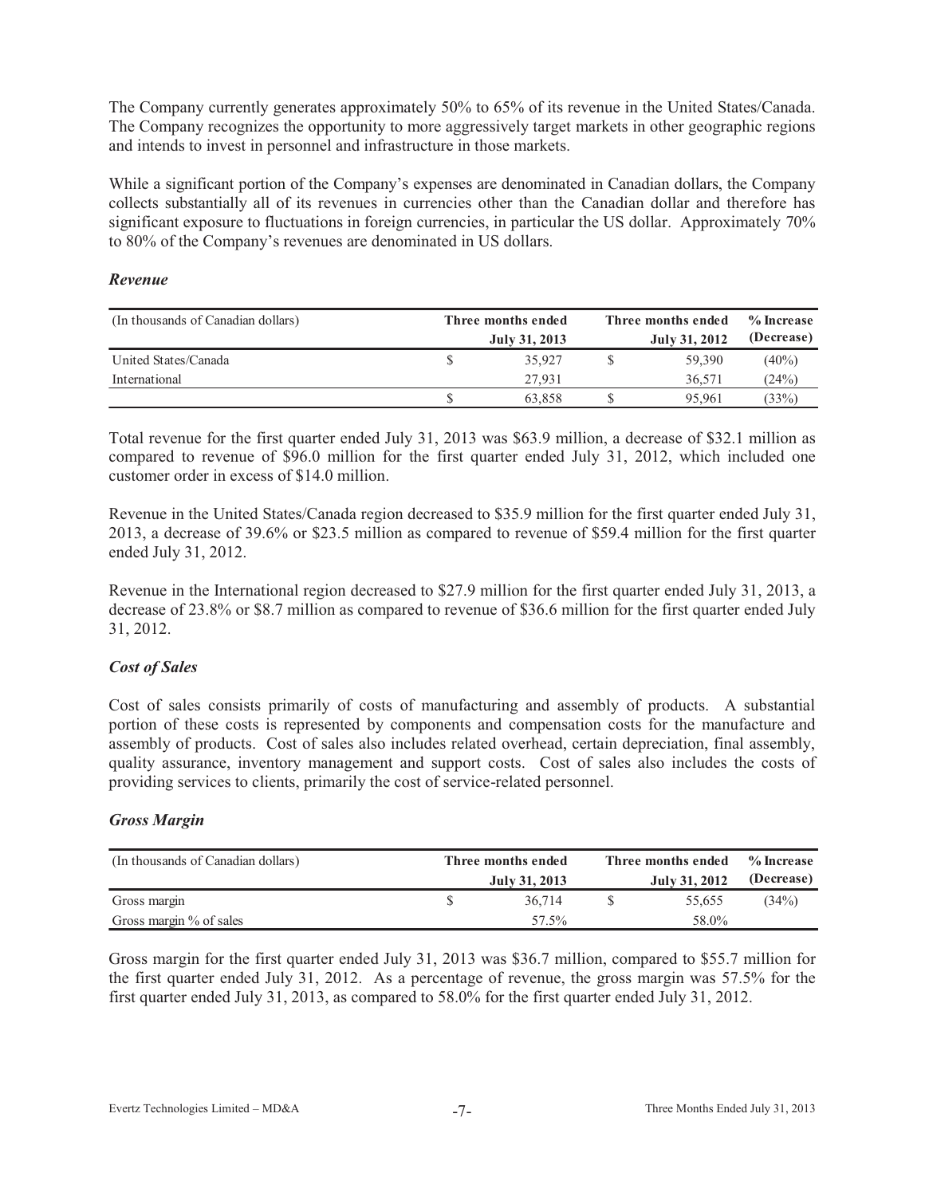The Company currently generates approximately 50% to 65% of its revenue in the United States/Canada. The Company recognizes the opportunity to more aggressively target markets in other geographic regions and intends to invest in personnel and infrastructure in those markets.

While a significant portion of the Company's expenses are denominated in Canadian dollars, the Company collects substantially all of its revenues in currencies other than the Canadian dollar and therefore has significant exposure to fluctuations in foreign currencies, in particular the US dollar. Approximately 70% to 80% of the Company's revenues are denominated in US dollars.

### *Revenue*

| (In thousands of Canadian dollars) | Three months ended July 31, 2013 | Three months ended July 31, 2012 | % Increase (Decrease) |
|---|---|---|---|
| United States/Canada | $ 35,927 | $ 59,390 | (40%) |
| International | 27,931 | 36,571 | (24%) |
| | $ 63,858 | $ 95,961 | (33%) |

Total revenue for the first quarter ended July 31, 2013 was $63.9 million, a decrease of $32.1 million as compared to revenue of $96.0 million for the first quarter ended July 31, 2012, which included one customer order in excess of $14.0 million.

Revenue in the United States/Canada region decreased to $35.9 million for the first quarter ended July 31, 2013, a decrease of 39.6% or $23.5 million as compared to revenue of $59.4 million for the first quarter ended July 31, 2012.

Revenue in the International region decreased to $27.9 million for the first quarter ended July 31, 2013, a decrease of 23.8% or $8.7 million as compared to revenue of $36.6 million for the first quarter ended July 31, 2012.

### *Cost of Sales*

Cost of sales consists primarily of costs of manufacturing and assembly of products. A substantial portion of these costs is represented by components and compensation costs for the manufacture and assembly of products. Cost of sales also includes related overhead, certain depreciation, final assembly, quality assurance, inventory management and support costs. Cost of sales also includes the costs of providing services to clients, primarily the cost of service-related personnel.

### *Gross Margin*

| (In thousands of Canadian dollars) | Three months ended July 31, 2013 | Three months ended July 31, 2012 | % Increase (Decrease) |
|---|---|---|---|
| Gross margin | $ 36,714 | $ 55,655 | (34%) |
| Gross margin % of sales | 57.5% | 58.0% | |

Gross margin for the first quarter ended July 31, 2013 was $36.7 million, compared to $55.7 million for the first quarter ended July 31, 2012. As a percentage of revenue, the gross margin was 57.5% for the first quarter ended July 31, 2013, as compared to 58.0% for the first quarter ended July 31, 2012.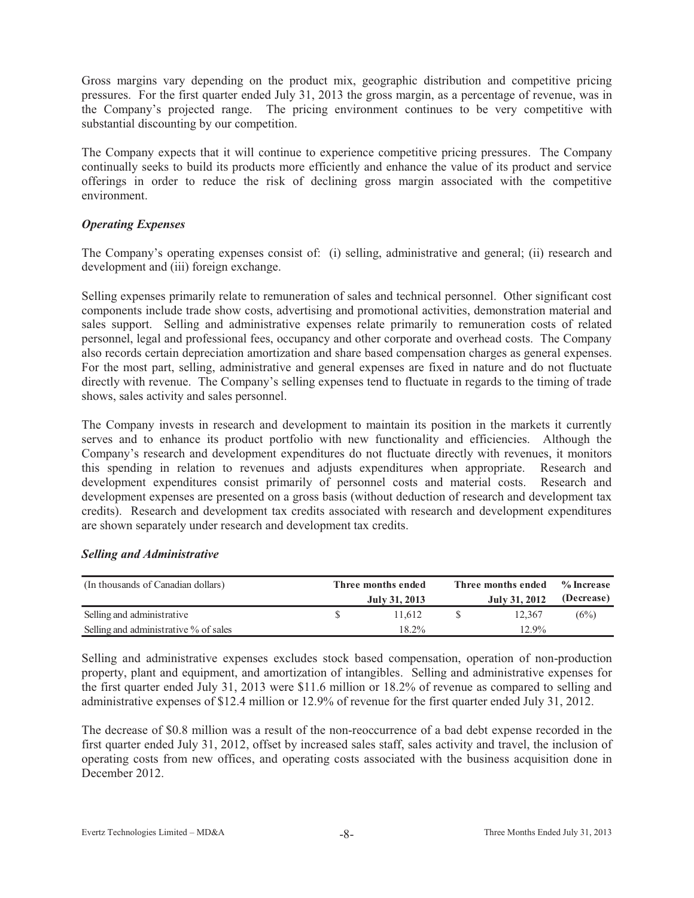Gross margins vary depending on the product mix, geographic distribution and competitive pricing pressures. For the first quarter ended July 31, 2013 the gross margin, as a percentage of revenue, was in the Company's projected range. The pricing environment continues to be very competitive with substantial discounting by our competition.

The Company expects that it will continue to experience competitive pricing pressures. The Company continually seeks to build its products more efficiently and enhance the value of its product and service offerings in order to reduce the risk of declining gross margin associated with the competitive environment.

### *Operating Expenses*

The Company's operating expenses consist of: (i) selling, administrative and general; (ii) research and development and (iii) foreign exchange.

Selling expenses primarily relate to remuneration of sales and technical personnel. Other significant cost components include trade show costs, advertising and promotional activities, demonstration material and sales support. Selling and administrative expenses relate primarily to remuneration costs of related personnel, legal and professional fees, occupancy and other corporate and overhead costs. The Company also records certain depreciation amortization and share based compensation charges as general expenses. For the most part, selling, administrative and general expenses are fixed in nature and do not fluctuate directly with revenue. The Company's selling expenses tend to fluctuate in regards to the timing of trade shows, sales activity and sales personnel.

The Company invests in research and development to maintain its position in the markets it currently serves and to enhance its product portfolio with new functionality and efficiencies. Although the Company's research and development expenditures do not fluctuate directly with revenues, it monitors this spending in relation to revenues and adjusts expenditures when appropriate. Research and development expenditures consist primarily of personnel costs and material costs. Research and development expenses are presented on a gross basis (without deduction of research and development tax credits). Research and development tax credits associated with research and development expenditures are shown separately under research and development tax credits.

### *Selling and Administrative*

| (In thousands of Canadian dollars) | Three months ended July 31, 2013 | Three months ended July 31, 2012 | % Increase (Decrease) |
|---|---|---|---|
| Selling and administrative | $ 11,612 | $ 12,367 | (6%) |
| Selling and administrative % of sales | 18.2% | 12.9% | |

Selling and administrative expenses excludes stock based compensation, operation of non-production property, plant and equipment, and amortization of intangibles. Selling and administrative expenses for the first quarter ended July 31, 2013 were $11.6 million or 18.2% of revenue as compared to selling and administrative expenses of $12.4 million or 12.9% of revenue for the first quarter ended July 31, 2012.

The decrease of $0.8 million was a result of the non-reoccurrence of a bad debt expense recorded in the first quarter ended July 31, 2012, offset by increased sales staff, sales activity and travel, the inclusion of operating costs from new offices, and operating costs associated with the business acquisition done in December 2012.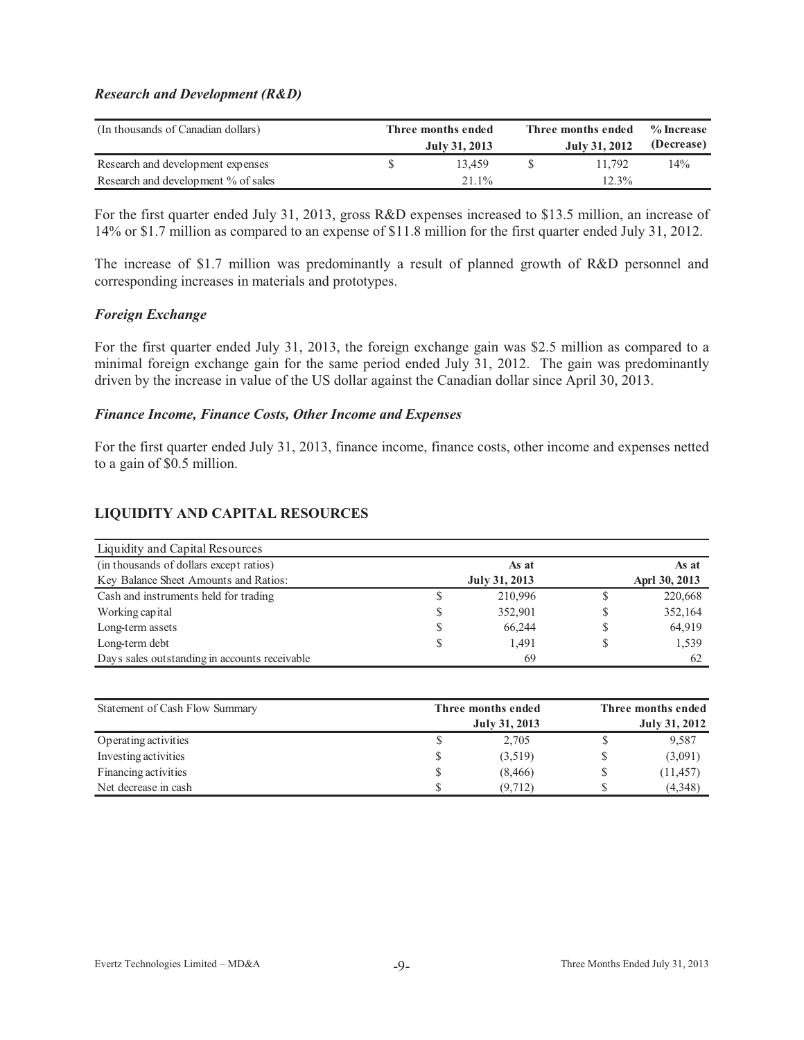### *Research and Development (R&D)*

| (In thousands of Canadian dollars) | Three months ended July 31, 2013 | Three months ended July 31, 2012 | % Increase (Decrease) |
|---|---|---|---|
| Research and development expenses | $ 13,459 | $ 11,792 | 14% |
| Research and development % of sales | 21.1% | 12.3% | |

For the first quarter ended July 31, 2013, gross R&D expenses increased to $13.5 million, an increase of 14% or $1.7 million as compared to an expense of $11.8 million for the first quarter ended July 31, 2012.

The increase of $1.7 million was predominantly a result of planned growth of R&D personnel and corresponding increases in materials and prototypes.

### *Foreign Exchange*

For the first quarter ended July 31, 2013, the foreign exchange gain was $2.5 million as compared to a minimal foreign exchange gain for the same period ended July 31, 2012. The gain was predominantly driven by the increase in value of the US dollar against the Canadian dollar since April 30, 2013.

### *Finance Income, Finance Costs, Other Income and Expenses*

For the first quarter ended July 31, 2013, finance income, finance costs, other income and expenses netted to a gain of $0.5 million.

## LIQUIDITY AND CAPITAL RESOURCES

| Liquidity and Capital Resources | | |
|---|---|---|
| (in thousands of dollars except ratios) | As at | As at |
| Key Balance Sheet Amounts and Ratios: | July 31, 2013 | Aprl 30, 2013 |
| Cash and instruments held for trading | $ 210,996 | $ 220,668 |
| Working capital | $ 352,901 | $ 352,164 |
| Long-term assets | $ 66,244 | $ 64,919 |
| Long-term debt | $ 1,491 | $ 1,539 |
| Days sales outstanding in accounts receivable | 69 | 62 |

| Statement of Cash Flow Summary | Three months ended July 31, 2013 | Three months ended July 31, 2012 |
|---|---|---|
| Operating activities | $ 2,705 | $ 9,587 |
| Investing activities | $ (3,519) | $ (3,091) |
| Financing activities | $ (8,466) | $ (11,457) |
| Net decrease in cash | $ (9,712) | $ (4,348) |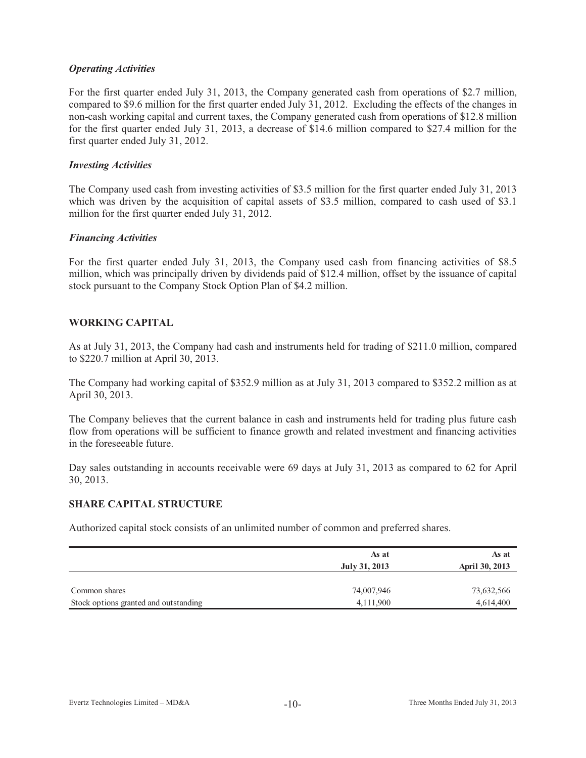### *Operating Activities*

For the first quarter ended July 31, 2013, the Company generated cash from operations of $2.7 million, compared to $9.6 million for the first quarter ended July 31, 2012. Excluding the effects of the changes in non-cash working capital and current taxes, the Company generated cash from operations of $12.8 million for the first quarter ended July 31, 2013, a decrease of $14.6 million compared to $27.4 million for the first quarter ended July 31, 2012.

### *Investing Activities*

The Company used cash from investing activities of $3.5 million for the first quarter ended July 31, 2013 which was driven by the acquisition of capital assets of $3.5 million, compared to cash used of $3.1 million for the first quarter ended July 31, 2012.

### *Financing Activities*

For the first quarter ended July 31, 2013, the Company used cash from financing activities of $8.5 million, which was principally driven by dividends paid of $12.4 million, offset by the issuance of capital stock pursuant to the Company Stock Option Plan of $4.2 million.

## WORKING CAPITAL

As at July 31, 2013, the Company had cash and instruments held for trading of $211.0 million, compared to $220.7 million at April 30, 2013.

The Company had working capital of $352.9 million as at July 31, 2013 compared to $352.2 million as at April 30, 2013.

The Company believes that the current balance in cash and instruments held for trading plus future cash flow from operations will be sufficient to finance growth and related investment and financing activities in the foreseeable future.

Day sales outstanding in accounts receivable were 69 days at July 31, 2013 as compared to 62 for April 30, 2013.

## SHARE CAPITAL STRUCTURE

Authorized capital stock consists of an unlimited number of common and preferred shares.

| | As at July 31, 2013 | As at April 30, 2013 |
|---|---|---|
| Common shares | 74,007,946 | 73,632,566 |
| Stock options granted and outstanding | 4,111,900 | 4,614,400 |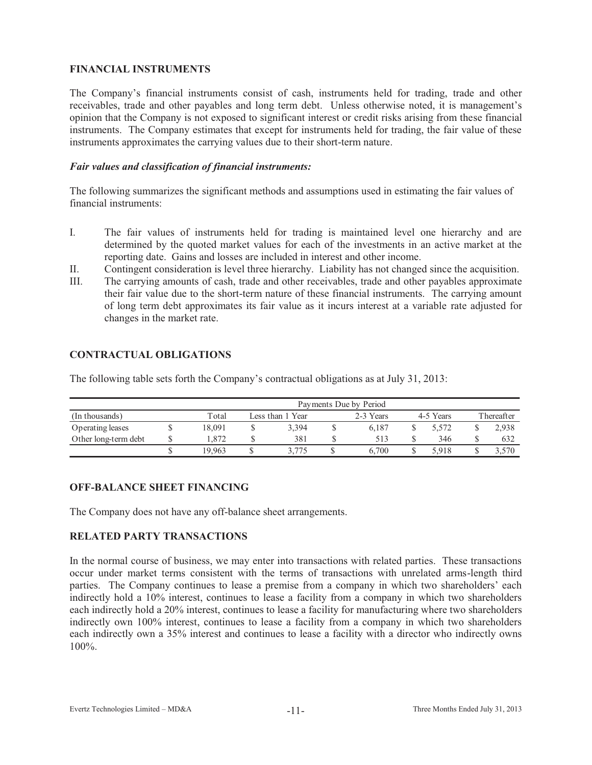## FINANCIAL INSTRUMENTS

The Company's financial instruments consist of cash, instruments held for trading, trade and other receivables, trade and other payables and long term debt. Unless otherwise noted, it is management's opinion that the Company is not exposed to significant interest or credit risks arising from these financial instruments. The Company estimates that except for instruments held for trading, the fair value of these instruments approximates the carrying values due to their short-term nature.

***Fair values and classification of financial instruments:***

The following summarizes the significant methods and assumptions used in estimating the fair values of financial instruments:

I. The fair values of instruments held for trading is maintained level one hierarchy and are determined by the quoted market values for each of the investments in an active market at the reporting date. Gains and losses are included in interest and other income.

II. Contingent consideration is level three hierarchy. Liability has not changed since the acquisition.

III. The carrying amounts of cash, trade and other receivables, trade and other payables approximate their fair value due to the short-term nature of these financial instruments. The carrying amount of long term debt approximates its fair value as it incurs interest at a variable rate adjusted for changes in the market rate.

## CONTRACTUAL OBLIGATIONS

The following table sets forth the Company's contractual obligations as at July 31, 2013:

| | Payments Due by Period | | | | |
|---|---|---|---|---|---|
| (In thousands) | Total | Less than 1 Year | 2-3 Years | 4-5 Years | Thereafter |
| Operating leases | $ 18,091 | $ 3,394 | $ 6,187 | $ 5,572 | $ 2,938 |
| Other long-term debt | $ 1,872 | $ 381 | $ 513 | $ 346 | $ 632 |
| | $ 19,963 | $ 3,775 | $ 6,700 | $ 5,918 | $ 3,570 |

## OFF-BALANCE SHEET FINANCING

The Company does not have any off-balance sheet arrangements.

## RELATED PARTY TRANSACTIONS

In the normal course of business, we may enter into transactions with related parties. These transactions occur under market terms consistent with the terms of transactions with unrelated arms-length third parties. The Company continues to lease a premise from a company in which two shareholders' each indirectly hold a 10% interest, continues to lease a facility from a company in which two shareholders each indirectly hold a 20% interest, continues to lease a facility for manufacturing where two shareholders indirectly own 100% interest, continues to lease a facility from a company in which two shareholders each indirectly own a 35% interest and continues to lease a facility with a director who indirectly owns 100%.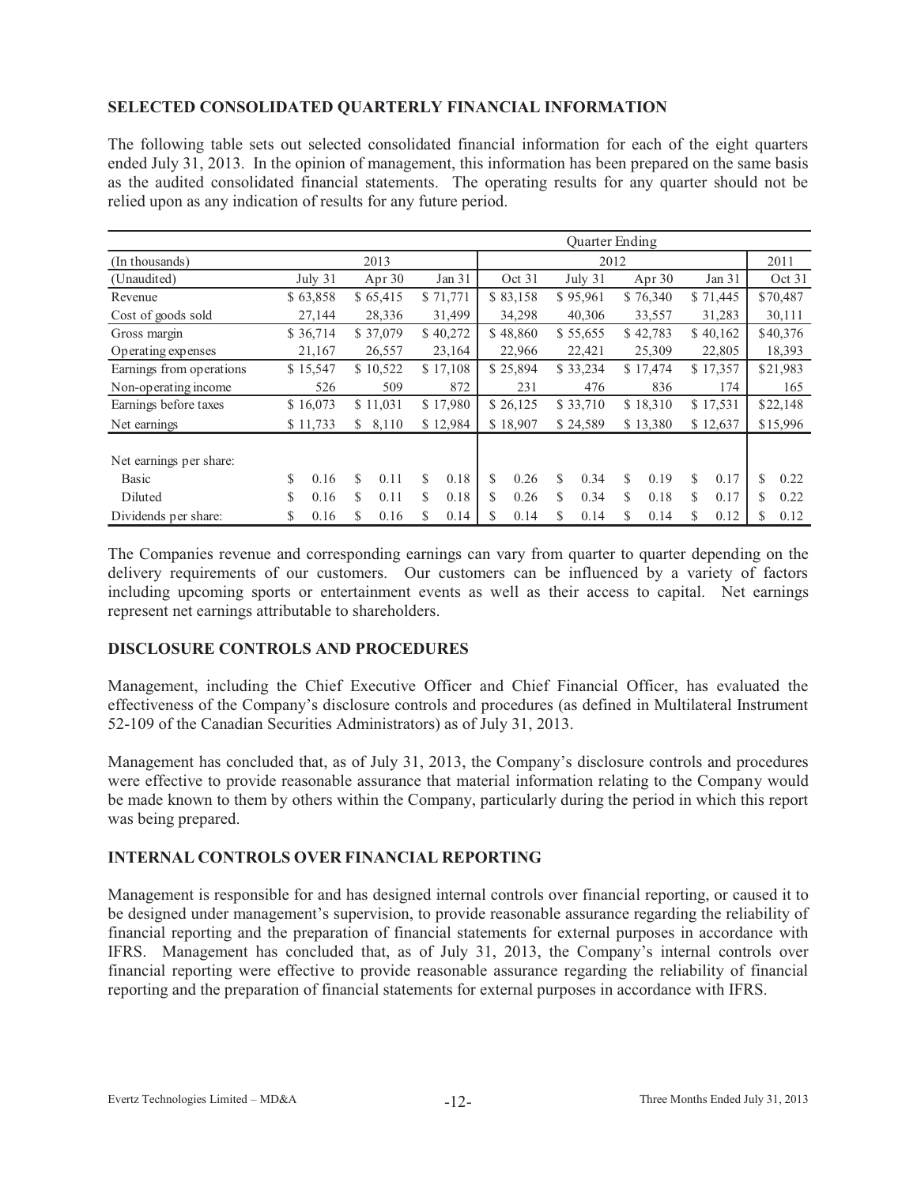## SELECTED CONSOLIDATED QUARTERLY FINANCIAL INFORMATION

The following table sets out selected consolidated financial information for each of the eight quarters ended July 31, 2013. In the opinion of management, this information has been prepared on the same basis as the audited consolidated financial statements. The operating results for any quarter should not be relied upon as any indication of results for any future period.

| | Quarter Ending | | | | | | | |
|---|---|---|---|---|---|---|---|---|
| (In thousands) | 2013 | | | 2012 | | | | 2011 |
| (Unaudited) | July 31 | Apr 30 | Jan 31 | Oct 31 | July 31 | Apr 30 | Jan 31 | Oct 31 |
| Revenue | $ 63,858 | $ 65,415 | $ 71,771 | $ 83,158 | $ 95,961 | $ 76,340 | $ 71,445 | $70,487 |
| Cost of goods sold | 27,144 | 28,336 | 31,499 | 34,298 | 40,306 | 33,557 | 31,283 | 30,111 |
| Gross margin | $ 36,714 | $ 37,079 | $ 40,272 | $ 48,860 | $ 55,655 | $ 42,783 | $ 40,162 | $40,376 |
| Operating expenses | 21,167 | 26,557 | 23,164 | 22,966 | 22,421 | 25,309 | 22,805 | 18,393 |
| Earnings from operations | $ 15,547 | $ 10,522 | $ 17,108 | $ 25,894 | $ 33,234 | $ 17,474 | $ 17,357 | $21,983 |
| Non-operating income | 526 | 509 | 872 | 231 | 476 | 836 | 174 | 165 |
| Earnings before taxes | $ 16,073 | $ 11,031 | $ 17,980 | $ 26,125 | $ 33,710 | $ 18,310 | $ 17,531 | $22,148 |
| Net earnings | $ 11,733 | $ 8,110 | $ 12,984 | $ 18,907 | $ 24,589 | $ 13,380 | $ 12,637 | $15,996 |
| Net earnings per share: | | | | | | | | |
| Basic | $ 0.16 | $ 0.11 | $ 0.18 | $ 0.26 | $ 0.34 | $ 0.19 | $ 0.17 | $ 0.22 |
| Diluted | $ 0.16 | $ 0.11 | $ 0.18 | $ 0.26 | $ 0.34 | $ 0.18 | $ 0.17 | $ 0.22 |
| Dividends per share: | $ 0.16 | $ 0.16 | $ 0.14 | $ 0.14 | $ 0.14 | $ 0.14 | $ 0.12 | $ 0.12 |

The Companies revenue and corresponding earnings can vary from quarter to quarter depending on the delivery requirements of our customers. Our customers can be influenced by a variety of factors including upcoming sports or entertainment events as well as their access to capital. Net earnings represent net earnings attributable to shareholders.

## DISCLOSURE CONTROLS AND PROCEDURES

Management, including the Chief Executive Officer and Chief Financial Officer, has evaluated the effectiveness of the Company's disclosure controls and procedures (as defined in Multilateral Instrument 52-109 of the Canadian Securities Administrators) as of July 31, 2013.

Management has concluded that, as of July 31, 2013, the Company's disclosure controls and procedures were effective to provide reasonable assurance that material information relating to the Company would be made known to them by others within the Company, particularly during the period in which this report was being prepared.

## INTERNAL CONTROLS OVER FINANCIAL REPORTING

Management is responsible for and has designed internal controls over financial reporting, or caused it to be designed under management's supervision, to provide reasonable assurance regarding the reliability of financial reporting and the preparation of financial statements for external purposes in accordance with IFRS. Management has concluded that, as of July 31, 2013, the Company's internal controls over financial reporting were effective to provide reasonable assurance regarding the reliability of financial reporting and the preparation of financial statements for external purposes in accordance with IFRS.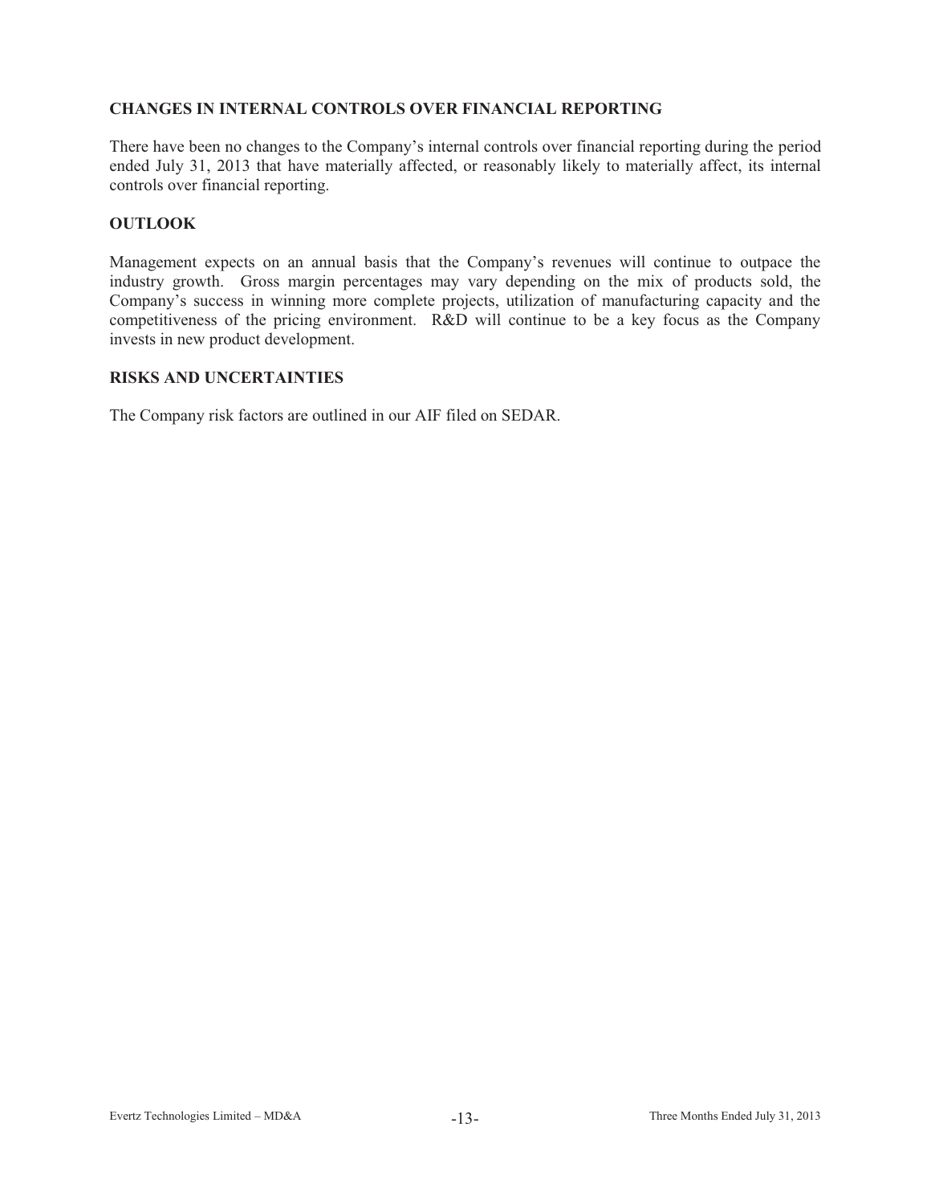## CHANGES IN INTERNAL CONTROLS OVER FINANCIAL REPORTING

There have been no changes to the Company's internal controls over financial reporting during the period ended July 31, 2013 that have materially affected, or reasonably likely to materially affect, its internal controls over financial reporting.

## OUTLOOK

Management expects on an annual basis that the Company's revenues will continue to outpace the industry growth. Gross margin percentages may vary depending on the mix of products sold, the Company's success in winning more complete projects, utilization of manufacturing capacity and the competitiveness of the pricing environment. R&D will continue to be a key focus as the Company invests in new product development.

## RISKS AND UNCERTAINTIES

The Company risk factors are outlined in our AIF filed on SEDAR.